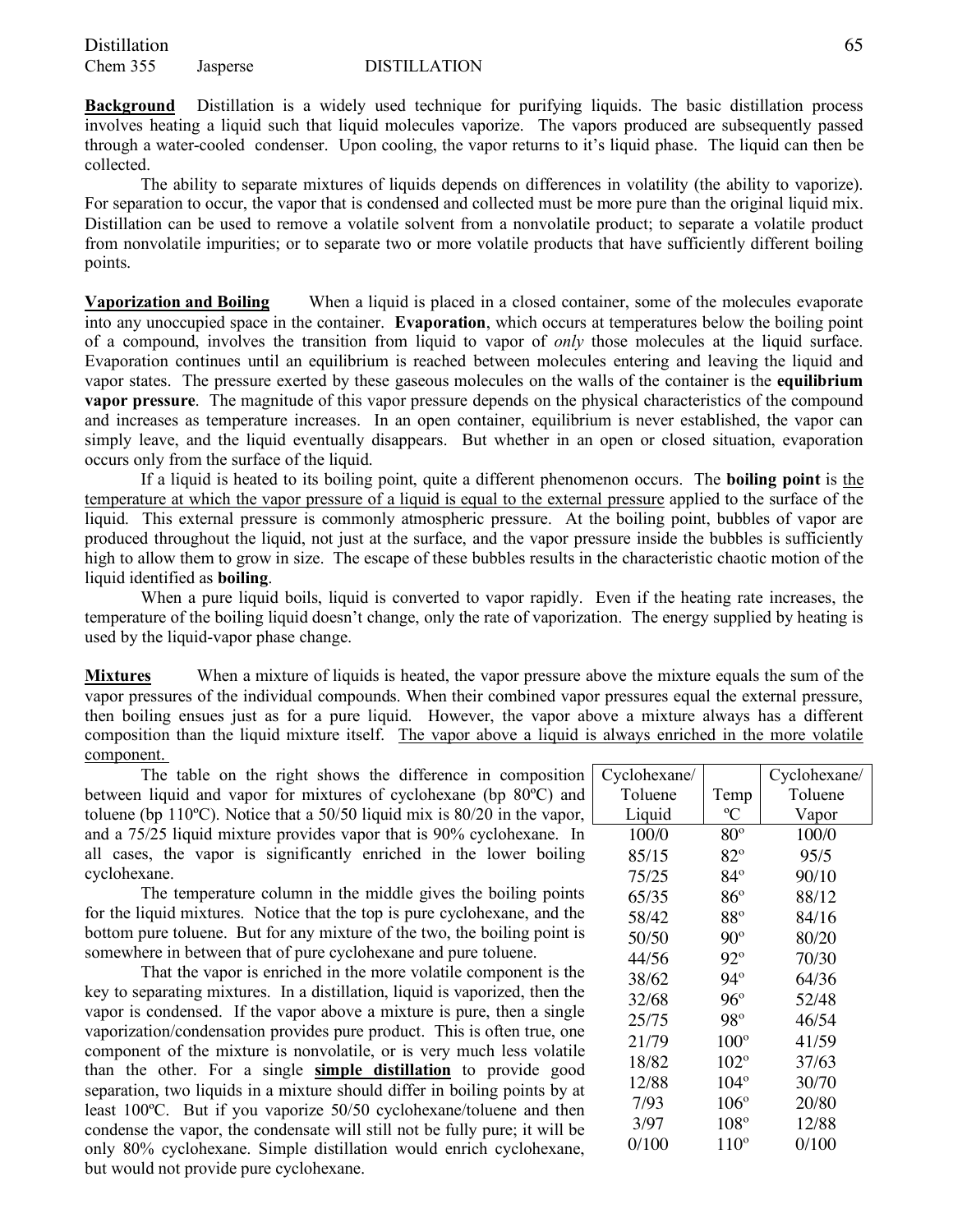Chem 355 Jasperse DISTILLATION

**Background** Distillation is a widely used technique for purifying liquids. The basic distillation process involves heating a liquid such that liquid molecules vaporize. The vapors produced are subsequently passed through a water-cooled condenser. Upon cooling, the vapor returns to it's liquid phase. The liquid can then be collected.

The ability to separate mixtures of liquids depends on differences in volatility (the ability to vaporize). For separation to occur, the vapor that is condensed and collected must be more pure than the original liquid mix. Distillation can be used to remove a volatile solvent from a nonvolatile product; to separate a volatile product from nonvolatile impurities; or to separate two or more volatile products that have sufficiently different boiling points.

**Vaporization and Boiling** When a liquid is placed in a closed container, some of the molecules evaporate into any unoccupied space in the container. **Evaporation**, which occurs at temperatures below the boiling point of a compound, involves the transition from liquid to vapor of *only* those molecules at the liquid surface. Evaporation continues until an equilibrium is reached between molecules entering and leaving the liquid and vapor states. The pressure exerted by these gaseous molecules on the walls of the container is the **equilibrium vapor pressure**. The magnitude of this vapor pressure depends on the physical characteristics of the compound and increases as temperature increases. In an open container, equilibrium is never established, the vapor can simply leave, and the liquid eventually disappears. But whether in an open or closed situation, evaporation occurs only from the surface of the liquid.

If a liquid is heated to its boiling point, quite a different phenomenon occurs. The **boiling point** is the temperature at which the vapor pressure of a liquid is equal to the external pressure applied to the surface of the liquid. This external pressure is commonly atmospheric pressure. At the boiling point, bubbles of vapor are produced throughout the liquid, not just at the surface, and the vapor pressure inside the bubbles is sufficiently high to allow them to grow in size. The escape of these bubbles results in the characteristic chaotic motion of the liquid identified as **boiling**.

When a pure liquid boils, liquid is converted to vapor rapidly. Even if the heating rate increases, the temperature of the boiling liquid doesn't change, only the rate of vaporization. The energy supplied by heating is used by the liquid-vapor phase change.

**Mixtures** When a mixture of liquids is heated, the vapor pressure above the mixture equals the sum of the vapor pressures of the individual compounds. When their combined vapor pressures equal the external pressure, then boiling ensues just as for a pure liquid. However, the vapor above a mixture always has a different composition than the liquid mixture itself. The vapor above a liquid is always enriched in the more volatile component.

| Cyclohexane/ Toluene Liquid | Temp ºC | Cyclohexane/ Toluene Vapor |
|---|---|---|
| 100/0 | 80º | 100/0 |
| 85/15 | 82º | 95/5 |
| 75/25 | 84º | 90/10 |
| 65/35 | 86º | 88/12 |
| 58/42 | 88º | 84/16 |
| 50/50 | 90º | 80/20 |
| 44/56 | 92º | 70/30 |
| 38/62 | 94º | 64/36 |
| 32/68 | 96º | 52/48 |
| 25/75 | 98º | 46/54 |
| 21/79 | 100º | 41/59 |
| 18/82 | 102º | 37/63 |
| 12/88 | 104º | 30/70 |
| 7/93 | 106º | 20/80 |
| 3/97 | 108º | 12/88 |
| 0/100 | 110º | 0/100 |

The table on the right shows the difference in composition between liquid and vapor for mixtures of cyclohexane (bp 80ºC) and toluene (bp 110ºC). Notice that a 50/50 liquid mix is 80/20 in the vapor, and a 75/25 liquid mixture provides vapor that is 90% cyclohexane. In all cases, the vapor is significantly enriched in the lower boiling cyclohexane.

The temperature column in the middle gives the boiling points for the liquid mixtures. Notice that the top is pure cyclohexane, and the bottom pure toluene. But for any mixture of the two, the boiling point is somewhere in between that of pure cyclohexane and pure toluene.

That the vapor is enriched in the more volatile component is the key to separating mixtures. In a distillation, liquid is vaporized, then the vapor is condensed. If the vapor above a mixture is pure, then a single vaporization/condensation provides pure product. This is often true, one component of the mixture is nonvolatile, or is very much less volatile than the other. For a single **simple distillation** to provide good separation, two liquids in a mixture should differ in boiling points by at least 100ºC. But if you vaporize 50/50 cyclohexane/toluene and then condense the vapor, the condensate will still not be fully pure; it will be only 80% cyclohexane. Simple distillation would enrich cyclohexane, but would not provide pure cyclohexane.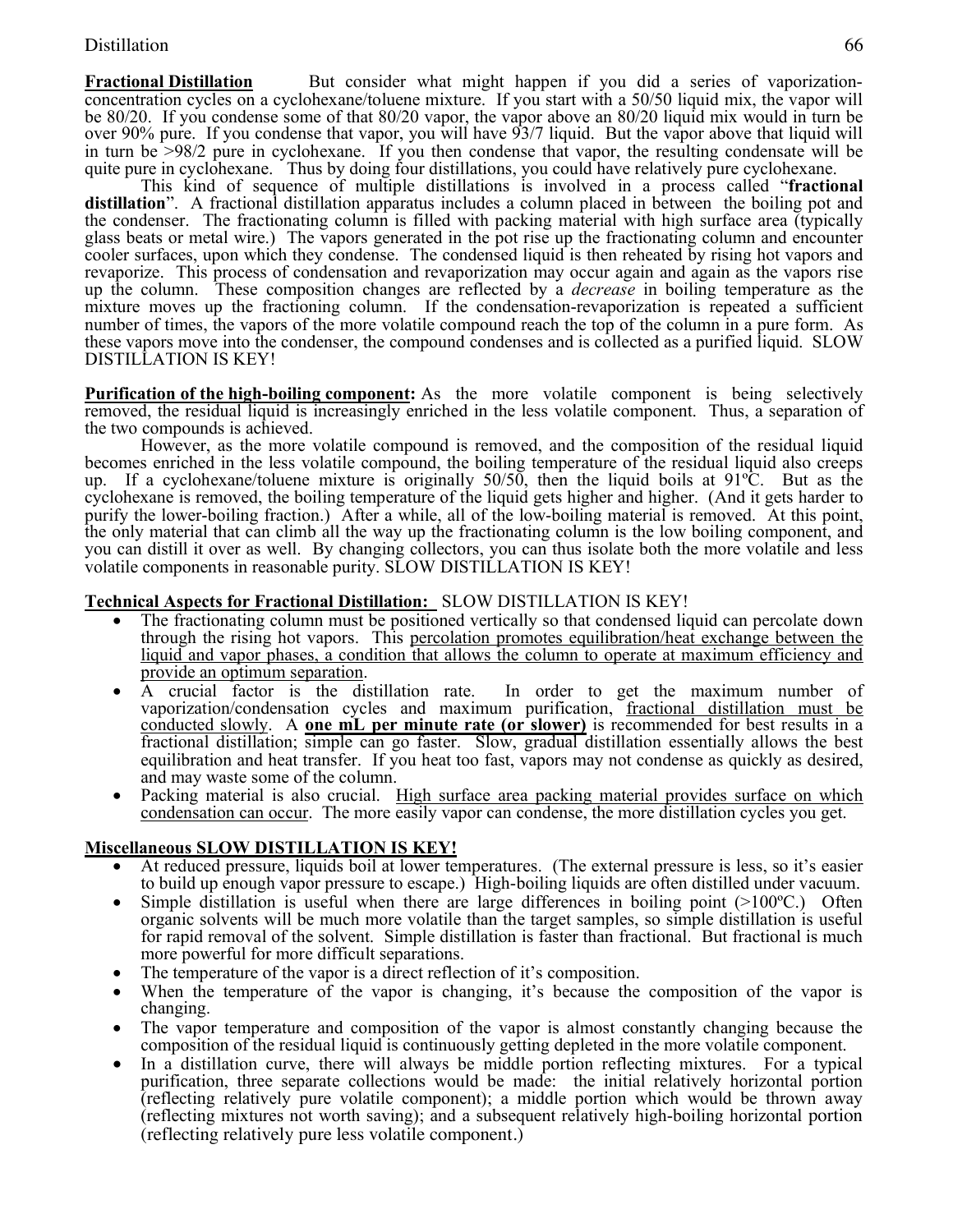**Fractional Distillation** But consider what might happen if you did a series of vaporization-concentration cycles on a cyclohexane/toluene mixture. If you start with a 50/50 liquid mix, the vapor will be 80/20. If you condense some of that 80/20 vapor, the vapor above an 80/20 liquid mix would in turn be over 90% pure. If you condense that vapor, you will have 93/7 liquid. But the vapor above that liquid will in turn be >98/2 pure in cyclohexane. If you then condense that vapor, the resulting condensate will be quite pure in cyclohexane. Thus by doing four distillations, you could have relatively pure cyclohexane.

This kind of sequence of multiple distillations is involved in a process called "**fractional distillation**". A fractional distillation apparatus includes a column placed in between the boiling pot and the condenser. The fractionating column is filled with packing material with high surface area (typically glass beats or metal wire.) The vapors generated in the pot rise up the fractionating column and encounter cooler surfaces, upon which they condense. The condensed liquid is then reheated by rising hot vapors and revaporize. This process of condensation and revaporization may occur again and again as the vapors rise up the column. These composition changes are reflected by a *decrease* in boiling temperature as the mixture moves up the fractioning column. If the condensation-revaporization is repeated a sufficient number of times, the vapors of the more volatile compound reach the top of the column in a pure form. As these vapors move into the condenser, the compound condenses and is collected as a purified liquid. SLOW DISTILLATION IS KEY!

**Purification of the high-boiling component:** As the more volatile component is being selectively removed, the residual liquid is increasingly enriched in the less volatile component. Thus, a separation of the two compounds is achieved.

However, as the more volatile compound is removed, and the composition of the residual liquid becomes enriched in the less volatile compound, the boiling temperature of the residual liquid also creeps up. If a cyclohexane/toluene mixture is originally 50/50, then the liquid boils at 91ºC. But as the cyclohexane is removed, the boiling temperature of the liquid gets higher and higher. (And it gets harder to purify the lower-boiling fraction.) After a while, all of the low-boiling material is removed. At this point, the only material that can climb all the way up the fractionating column is the low boiling component, and you can distill it over as well. By changing collectors, you can thus isolate both the more volatile and less volatile components in reasonable purity. SLOW DISTILLATION IS KEY!

**Technical Aspects for Fractional Distillation:** SLOW DISTILLATION IS KEY!

- The fractionating column must be positioned vertically so that condensed liquid can percolate down through the rising hot vapors. This percolation promotes equilibration/heat exchange between the liquid and vapor phases, a condition that allows the column to operate at maximum efficiency and provide an optimum separation.
- A crucial factor is the distillation rate. In order to get the maximum number of vaporization/condensation cycles and maximum purification, fractional distillation must be conducted slowly. A **one mL per minute rate (or slower)** is recommended for best results in a fractional distillation; simple can go faster. Slow, gradual distillation essentially allows the best equilibration and heat transfer. If you heat too fast, vapors may not condense as quickly as desired, and may waste some of the column.
- Packing material is also crucial. High surface area packing material provides surface on which condensation can occur. The more easily vapor can condense, the more distillation cycles you get.

**Miscellaneous SLOW DISTILLATION IS KEY!**

- At reduced pressure, liquids boil at lower temperatures. (The external pressure is less, so it's easier to build up enough vapor pressure to escape.) High-boiling liquids are often distilled under vacuum.
- Simple distillation is useful when there are large differences in boiling point (>100ºC.) Often organic solvents will be much more volatile than the target samples, so simple distillation is useful for rapid removal of the solvent. Simple distillation is faster than fractional. But fractional is much more powerful for more difficult separations.
- The temperature of the vapor is a direct reflection of it's composition.
- When the temperature of the vapor is changing, it's because the composition of the vapor is changing.
- The vapor temperature and composition of the vapor is almost constantly changing because the composition of the residual liquid is continuously getting depleted in the more volatile component.
- In a distillation curve, there will always be middle portion reflecting mixtures. For a typical purification, three separate collections would be made: the initial relatively horizontal portion (reflecting relatively pure volatile component); a middle portion which would be thrown away (reflecting mixtures not worth saving); and a subsequent relatively high-boiling horizontal portion (reflecting relatively pure less volatile component.)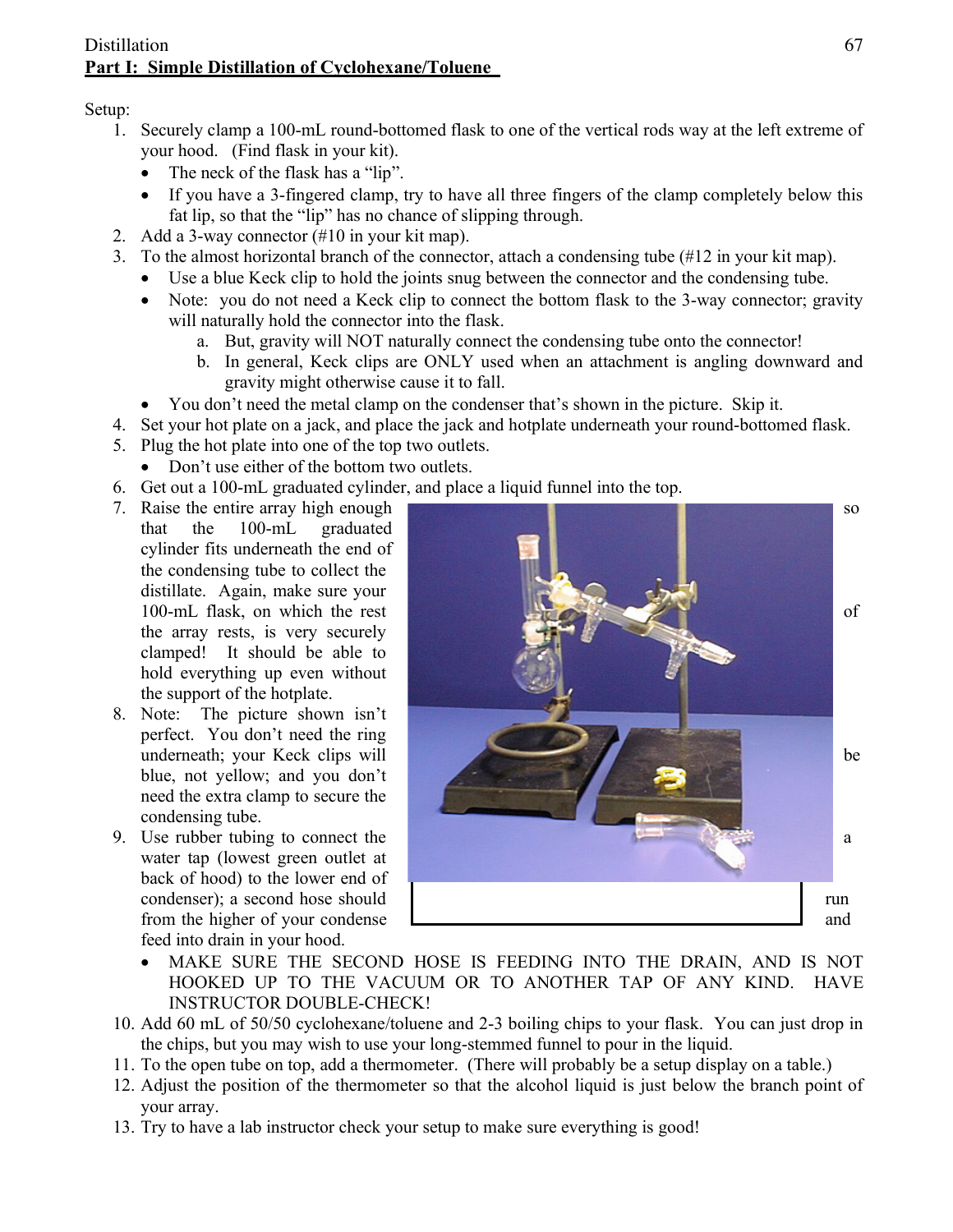## Part I: Simple Distillation of Cyclohexane/Toluene

Setup:

1. Securely clamp a 100-mL round-bottomed flask to one of the vertical rods way at the left extreme of your hood. (Find flask in your kit).
   - The neck of the flask has a "lip".
   - If you have a 3-fingered clamp, try to have all three fingers of the clamp completely below this fat lip, so that the "lip" has no chance of slipping through.
2. Add a 3-way connector (#10 in your kit map).
3. To the almost horizontal branch of the connector, attach a condensing tube (#12 in your kit map).
   - Use a blue Keck clip to hold the joints snug between the connector and the condensing tube.
   - Note: you do not need a Keck clip to connect the bottom flask to the 3-way connector; gravity will naturally hold the connector into the flask.
     a. But, gravity will NOT naturally connect the condensing tube onto the connector!
     b. In general, Keck clips are ONLY used when an attachment is angling downward and gravity might otherwise cause it to fall.
   - You don't need the metal clamp on the condenser that's shown in the picture. Skip it.
4. Set your hot plate on a jack, and place the jack and hotplate underneath your round-bottomed flask.
5. Plug the hot plate into one of the top two outlets.
   - Don't use either of the bottom two outlets.
6. Get out a 100-mL graduated cylinder, and place a liquid funnel into the top.
7. Raise the entire array high enough so that the 100-mL graduated cylinder fits underneath the end of the condensing tube to collect the distillate. Again, make sure your 100-mL flask, on which the rest of the array rests, is very securely clamped! It should be able to hold everything up even without the support of the hotplate.
8. Note: The picture shown isn't perfect. You don't need the ring underneath; your Keck clips will be blue, not yellow; and you don't need the extra clamp to secure the condensing tube.
9. Use rubber tubing to connect the a water tap (lowest green outlet at back of hood) to the lower end of condenser); a second hose should run from the higher of your condense and feed into drain in your hood.
   - MAKE SURE THE SECOND HOSE IS FEEDING INTO THE DRAIN, AND IS NOT HOOKED UP TO THE VACUUM OR TO ANOTHER TAP OF ANY KIND. HAVE INSTRUCTOR DOUBLE-CHECK!
10. Add 60 mL of 50/50 cyclohexane/toluene and 2-3 boiling chips to your flask. You can just drop in the chips, but you may wish to use your long-stemmed funnel to pour in the liquid.
11. To the open tube on top, add a thermometer. (There will probably be a setup display on a table.)
12. Adjust the position of the thermometer so that the alcohol liquid is just below the branch point of your array.
13. Try to have a lab instructor check your setup to make sure everything is good!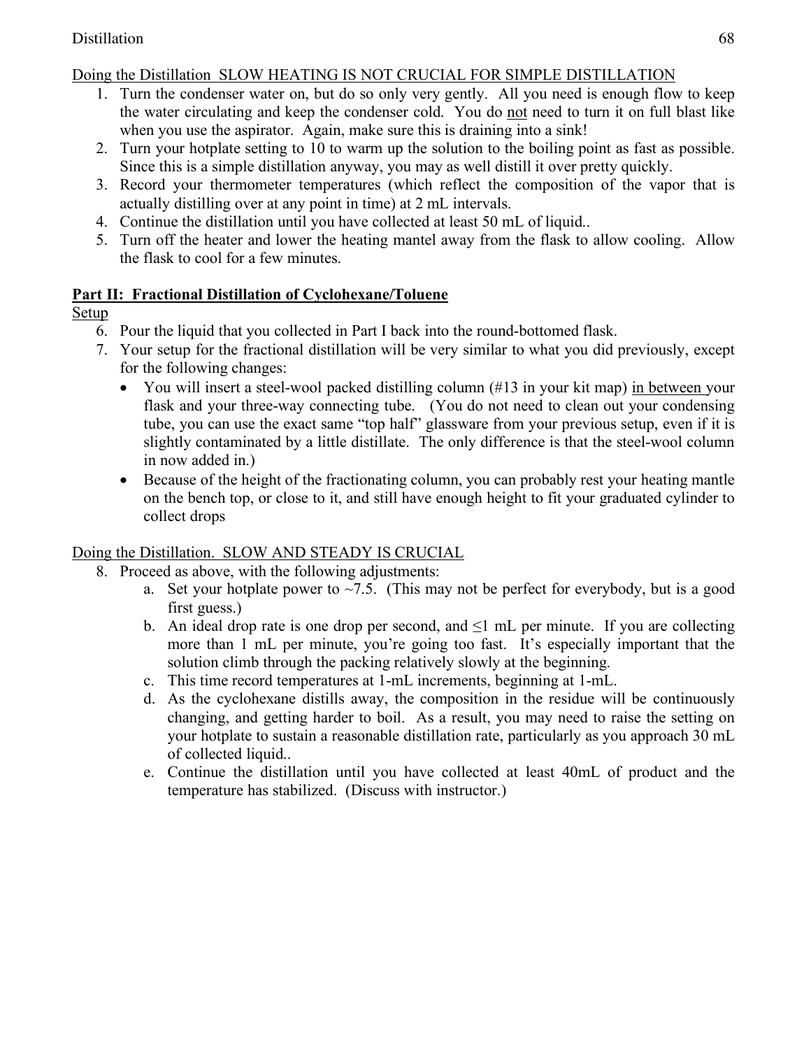Doing the Distillation  SLOW HEATING IS NOT CRUCIAL FOR SIMPLE DISTILLATION

1. Turn the condenser water on, but do so only very gently.  All you need is enough flow to keep the water circulating and keep the condenser cold.  You do not need to turn it on full blast like when you use the aspirator.  Again, make sure this is draining into a sink!
2. Turn your hotplate setting to 10 to warm up the solution to the boiling point as fast as possible.  Since this is a simple distillation anyway, you may as well distill it over pretty quickly.
3. Record your thermometer temperatures (which reflect the composition of the vapor that is actually distilling over at any point in time) at 2 mL intervals.
4. Continue the distillation until you have collected at least 50 mL of liquid..
5. Turn off the heater and lower the heating mantel away from the flask to allow cooling.  Allow the flask to cool for a few minutes.

## Part II:  Fractional Distillation of Cyclohexane/Toluene

Setup

6. Pour the liquid that you collected in Part I back into the round-bottomed flask.
7. Your setup for the fractional distillation will be very similar to what you did previously, except for the following changes:
   - You will insert a steel-wool packed distilling column (#13 in your kit map) in between your flask and your three-way connecting tube.   (You do not need to clean out your condensing tube, you can use the exact same "top half" glassware from your previous setup, even if it is slightly contaminated by a little distillate.  The only difference is that the steel-wool column in now added in.)
   - Because of the height of the fractionating column, you can probably rest your heating mantle on the bench top, or close to it, and still have enough height to fit your graduated cylinder to collect drops

Doing the Distillation.  SLOW AND STEADY IS CRUCIAL

8. Proceed as above, with the following adjustments:
   a. Set your hotplate power to ~7.5.  (This may not be perfect for everybody, but is a good first guess.)
   b. An ideal drop rate is one drop per second, and ≤1 mL per minute.  If you are collecting more than 1 mL per minute, you're going too fast.  It's especially important that the solution climb through the packing relatively slowly at the beginning.
   c. This time record temperatures at 1-mL increments, beginning at 1-mL.
   d. As the cyclohexane distills away, the composition in the residue will be continuously changing, and getting harder to boil.  As a result, you may need to raise the setting on your hotplate to sustain a reasonable distillation rate, particularly as you approach 30 mL of collected liquid..
   e. Continue the distillation until you have collected at least 40mL of product and the temperature has stabilized.  (Discuss with instructor.)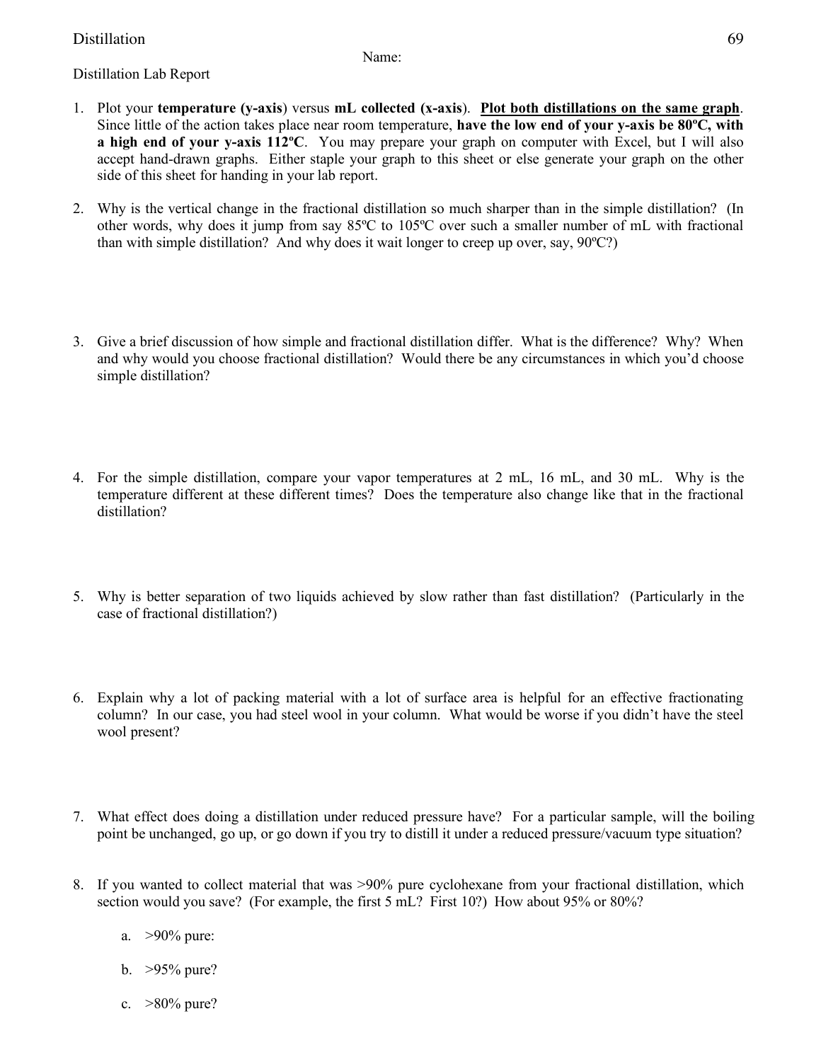Name:

Distillation Lab Report

1. Plot your **temperature (y-axis)** versus **mL collected (x-axis)**. **Plot both distillations on the same graph**. Since little of the action takes place near room temperature, **have the low end of your y-axis be 80ºC, with a high end of your y-axis 112ºC**. You may prepare your graph on computer with Excel, but I will also accept hand-drawn graphs. Either staple your graph to this sheet or else generate your graph on the other side of this sheet for handing in your lab report.

2. Why is the vertical change in the fractional distillation so much sharper than in the simple distillation? (In other words, why does it jump from say 85ºC to 105ºC over such a smaller number of mL with fractional than with simple distillation? And why does it wait longer to creep up over, say, 90ºC?)

3. Give a brief discussion of how simple and fractional distillation differ. What is the difference? Why? When and why would you choose fractional distillation? Would there be any circumstances in which you'd choose simple distillation?

4. For the simple distillation, compare your vapor temperatures at 2 mL, 16 mL, and 30 mL. Why is the temperature different at these different times? Does the temperature also change like that in the fractional distillation?

5. Why is better separation of two liquids achieved by slow rather than fast distillation? (Particularly in the case of fractional distillation?)

6. Explain why a lot of packing material with a lot of surface area is helpful for an effective fractionating column? In our case, you had steel wool in your column. What would be worse if you didn't have the steel wool present?

7. What effect does doing a distillation under reduced pressure have? For a particular sample, will the boiling point be unchanged, go up, or go down if you try to distill it under a reduced pressure/vacuum type situation?

8. If you wanted to collect material that was >90% pure cyclohexane from your fractional distillation, which section would you save? (For example, the first 5 mL? First 10?) How about 95% or 80%?

   a. >90% pure:

   b. >95% pure?

   c. >80% pure?